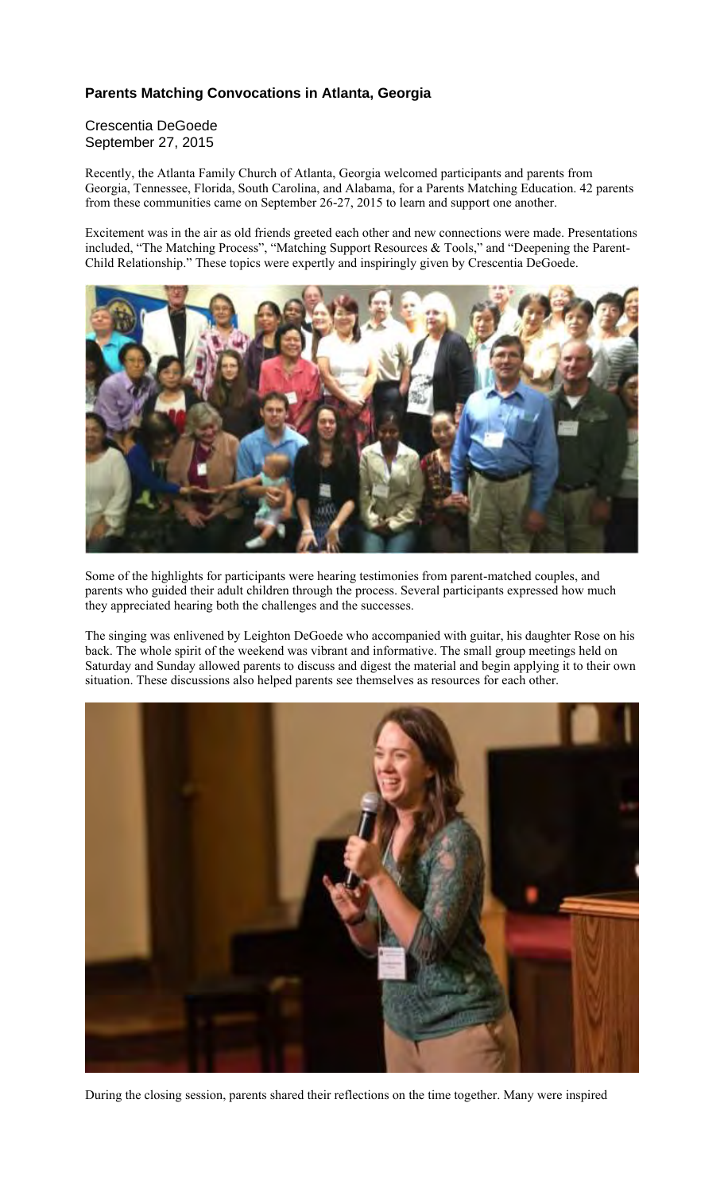### Parents Matching Convocations in Atlanta, Georgia

Crescentia DeGoede
September 27, 2015

Recently, the Atlanta Family Church of Atlanta, Georgia welcomed participants and parents from Georgia, Tennessee, Florida, South Carolina, and Alabama, for a Parents Matching Education. 42 parents from these communities came on September 26-27, 2015 to learn and support one another.

Excitement was in the air as old friends greeted each other and new connections were made. Presentations included, "The Matching Process", "Matching Support Resources & Tools," and "Deepening the Parent-Child Relationship." These topics were expertly and inspiringly given by Crescentia DeGoede.

Some of the highlights for participants were hearing testimonies from parent-matched couples, and parents who guided their adult children through the process. Several participants expressed how much they appreciated hearing both the challenges and the successes.

The singing was enlivened by Leighton DeGoede who accompanied with guitar, his daughter Rose on his back. The whole spirit of the weekend was vibrant and informative. The small group meetings held on Saturday and Sunday allowed parents to discuss and digest the material and begin applying it to their own situation. These discussions also helped parents see themselves as resources for each other.

During the closing session, parents shared their reflections on the time together. Many were inspired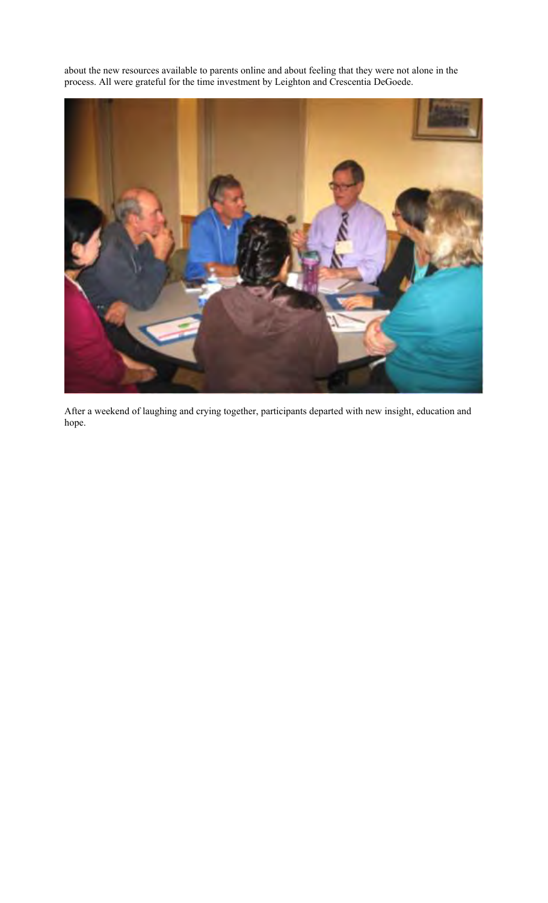about the new resources available to parents online and about feeling that they were not alone in the process. All were grateful for the time investment by Leighton and Crescentia DeGoede.

After a weekend of laughing and crying together, participants departed with new insight, education and hope.